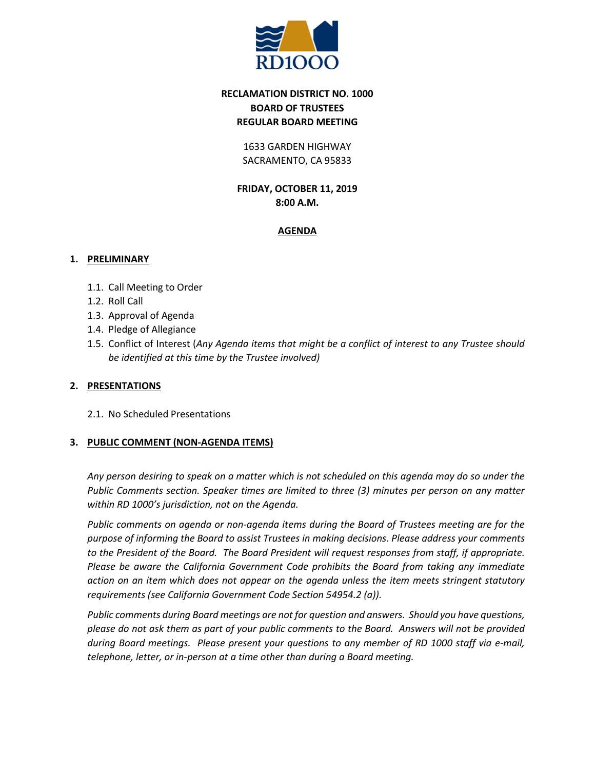# RECLAMATION DISTRICT NO. 1000
## BOARD OF TRUSTEES
## REGULAR BOARD MEETING

1633 GARDEN HIGHWAY
SACRAMENTO, CA 95833

**FRIDAY, OCTOBER 11, 2019**
**8:00 A.M.**

**AGENDA**

## 1. PRELIMINARY

1.1. Call Meeting to Order
1.2. Roll Call
1.3. Approval of Agenda
1.4. Pledge of Allegiance
1.5. Conflict of Interest (*Any Agenda items that might be a conflict of interest to any Trustee should be identified at this time by the Trustee involved)*

## 2. PRESENTATIONS

2.1. No Scheduled Presentations

## 3. PUBLIC COMMENT (NON-AGENDA ITEMS)

*Any person desiring to speak on a matter which is not scheduled on this agenda may do so under the Public Comments section. Speaker times are limited to three (3) minutes per person on any matter within RD 1000's jurisdiction, not on the Agenda.*

*Public comments on agenda or non-agenda items during the Board of Trustees meeting are for the purpose of informing the Board to assist Trustees in making decisions. Please address your comments to the President of the Board. The Board President will request responses from staff, if appropriate. Please be aware the California Government Code prohibits the Board from taking any immediate action on an item which does not appear on the agenda unless the item meets stringent statutory requirements (see California Government Code Section 54954.2 (a)).*

*Public comments during Board meetings are not for question and answers. Should you have questions, please do not ask them as part of your public comments to the Board. Answers will not be provided during Board meetings. Please present your questions to any member of RD 1000 staff via e-mail, telephone, letter, or in-person at a time other than during a Board meeting.*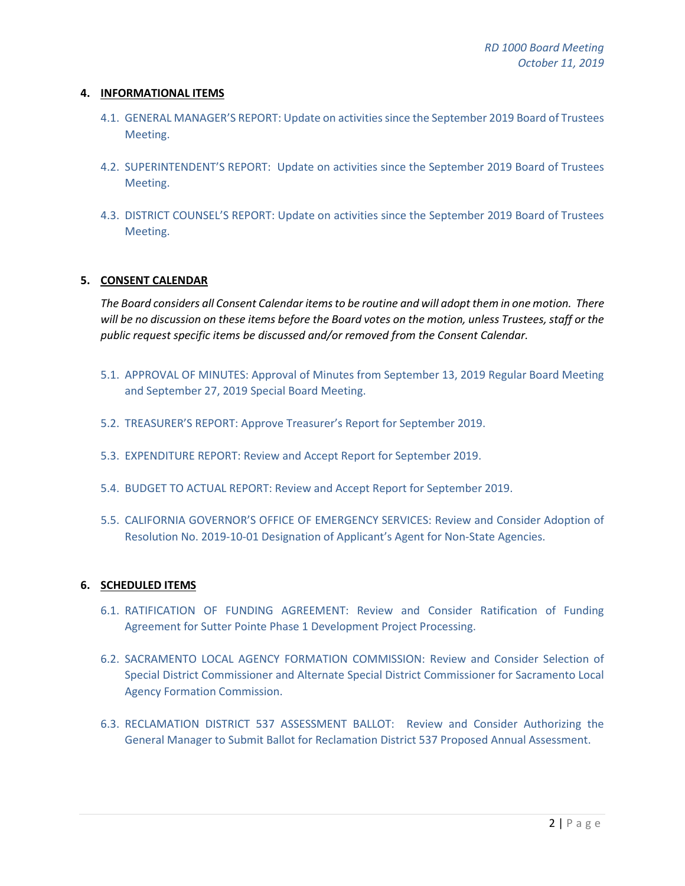## 4. INFORMATIONAL ITEMS

4.1. GENERAL MANAGER'S REPORT: Update on activities since the September 2019 Board of Trustees Meeting.

4.2. SUPERINTENDENT'S REPORT: Update on activities since the September 2019 Board of Trustees Meeting.

4.3. DISTRICT COUNSEL'S REPORT: Update on activities since the September 2019 Board of Trustees Meeting.

## 5. CONSENT CALENDAR

*The Board considers all Consent Calendar items to be routine and will adopt them in one motion. There will be no discussion on these items before the Board votes on the motion, unless Trustees, staff or the public request specific items be discussed and/or removed from the Consent Calendar.*

5.1. APPROVAL OF MINUTES: Approval of Minutes from September 13, 2019 Regular Board Meeting and September 27, 2019 Special Board Meeting.

5.2. TREASURER'S REPORT: Approve Treasurer's Report for September 2019.

5.3. EXPENDITURE REPORT: Review and Accept Report for September 2019.

5.4. BUDGET TO ACTUAL REPORT: Review and Accept Report for September 2019.

5.5. CALIFORNIA GOVERNOR'S OFFICE OF EMERGENCY SERVICES: Review and Consider Adoption of Resolution No. 2019-10-01 Designation of Applicant's Agent for Non-State Agencies.

## 6. SCHEDULED ITEMS

6.1. RATIFICATION OF FUNDING AGREEMENT: Review and Consider Ratification of Funding Agreement for Sutter Pointe Phase 1 Development Project Processing.

6.2. SACRAMENTO LOCAL AGENCY FORMATION COMMISSION: Review and Consider Selection of Special District Commissioner and Alternate Special District Commissioner for Sacramento Local Agency Formation Commission.

6.3. RECLAMATION DISTRICT 537 ASSESSMENT BALLOT: Review and Consider Authorizing the General Manager to Submit Ballot for Reclamation District 537 Proposed Annual Assessment.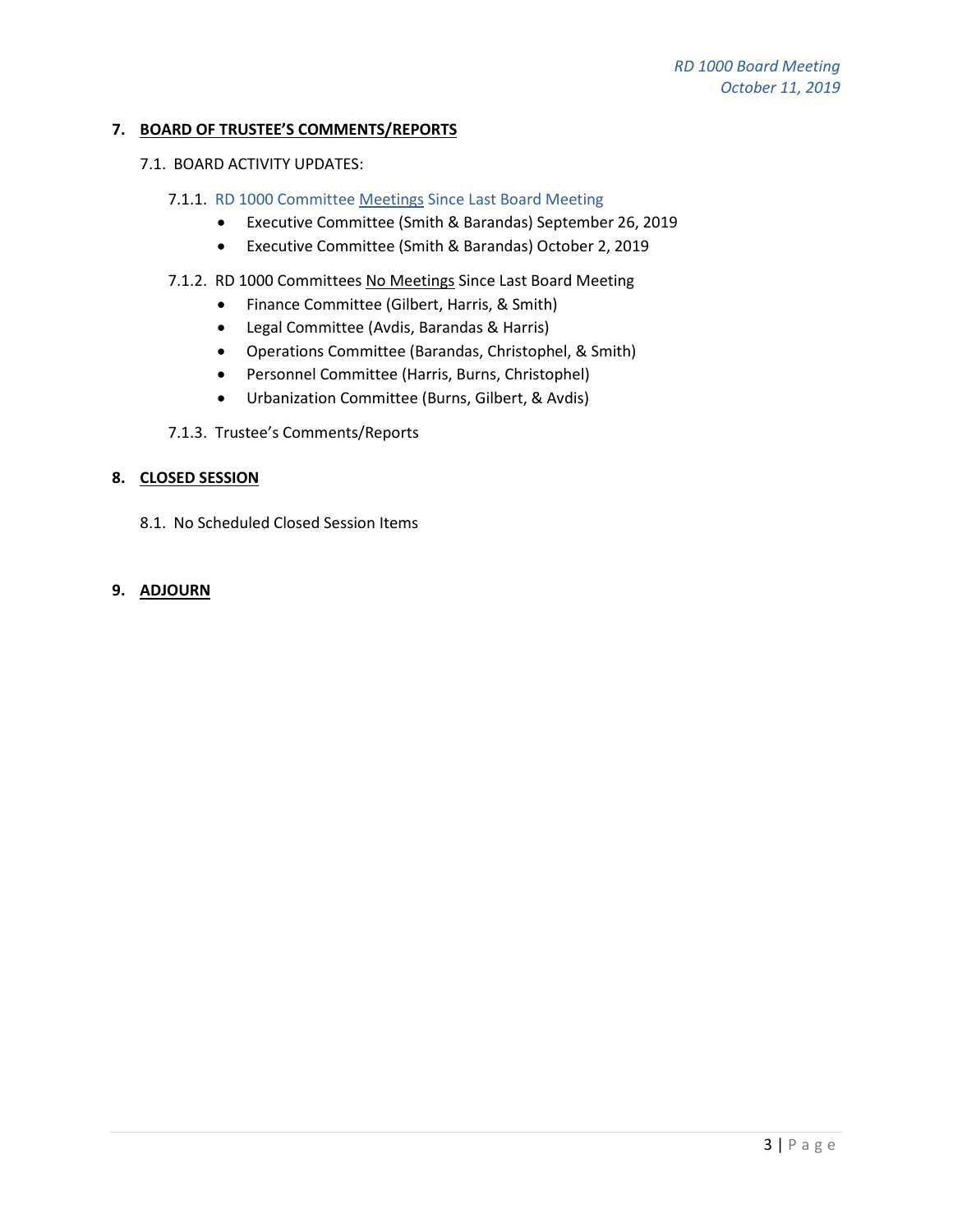7. **BOARD OF TRUSTEE'S COMMENTS/REPORTS**

7.1. BOARD ACTIVITY UPDATES:

7.1.1. RD 1000 Committee Meetings Since Last Board Meeting

- Executive Committee (Smith & Barandas) September 26, 2019
- Executive Committee (Smith & Barandas) October 2, 2019

7.1.2. RD 1000 Committees No Meetings Since Last Board Meeting

- Finance Committee (Gilbert, Harris, & Smith)
- Legal Committee (Avdis, Barandas & Harris)
- Operations Committee (Barandas, Christophel, & Smith)
- Personnel Committee (Harris, Burns, Christophel)
- Urbanization Committee (Burns, Gilbert, & Avdis)

7.1.3. Trustee's Comments/Reports

8. **CLOSED SESSION**

8.1. No Scheduled Closed Session Items

9. **ADJOURN**